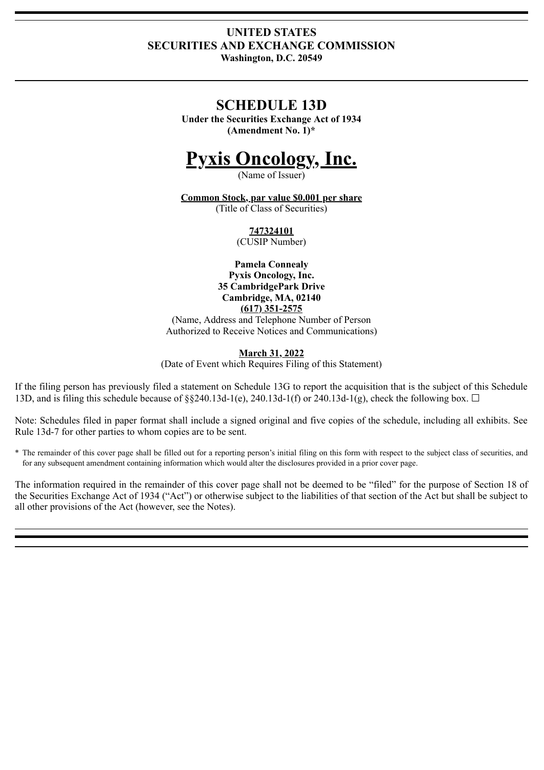**UNITED STATES**
**SECURITIES AND EXCHANGE COMMISSION**
**Washington, D.C. 20549**

# SCHEDULE 13D

**Under the Securities Exchange Act of 1934**
**(Amendment No. 1)***

# Pyxis Oncology, Inc.

(Name of Issuer)

**Common Stock, par value $0.001 per share**
(Title of Class of Securities)

**747324101**
(CUSIP Number)

**Pamela Connealy**
**Pyxis Oncology, Inc.**
**35 CambridgePark Drive**
**Cambridge, MA, 02140**
**(617) 351-2575**
(Name, Address and Telephone Number of Person Authorized to Receive Notices and Communications)

**March 31, 2022**
(Date of Event which Requires Filing of this Statement)

If the filing person has previously filed a statement on Schedule 13G to report the acquisition that is the subject of this Schedule 13D, and is filing this schedule because of §§240.13d-1(e), 240.13d-1(f) or 240.13d-1(g), check the following box. ☐

Note: Schedules filed in paper format shall include a signed original and five copies of the schedule, including all exhibits. See Rule 13d-7 for other parties to whom copies are to be sent.

* The remainder of this cover page shall be filled out for a reporting person's initial filing on this form with respect to the subject class of securities, and for any subsequent amendment containing information which would alter the disclosures provided in a prior cover page.

The information required in the remainder of this cover page shall not be deemed to be "filed" for the purpose of Section 18 of the Securities Exchange Act of 1934 ("Act") or otherwise subject to the liabilities of that section of the Act but shall be subject to all other provisions of the Act (however, see the Notes).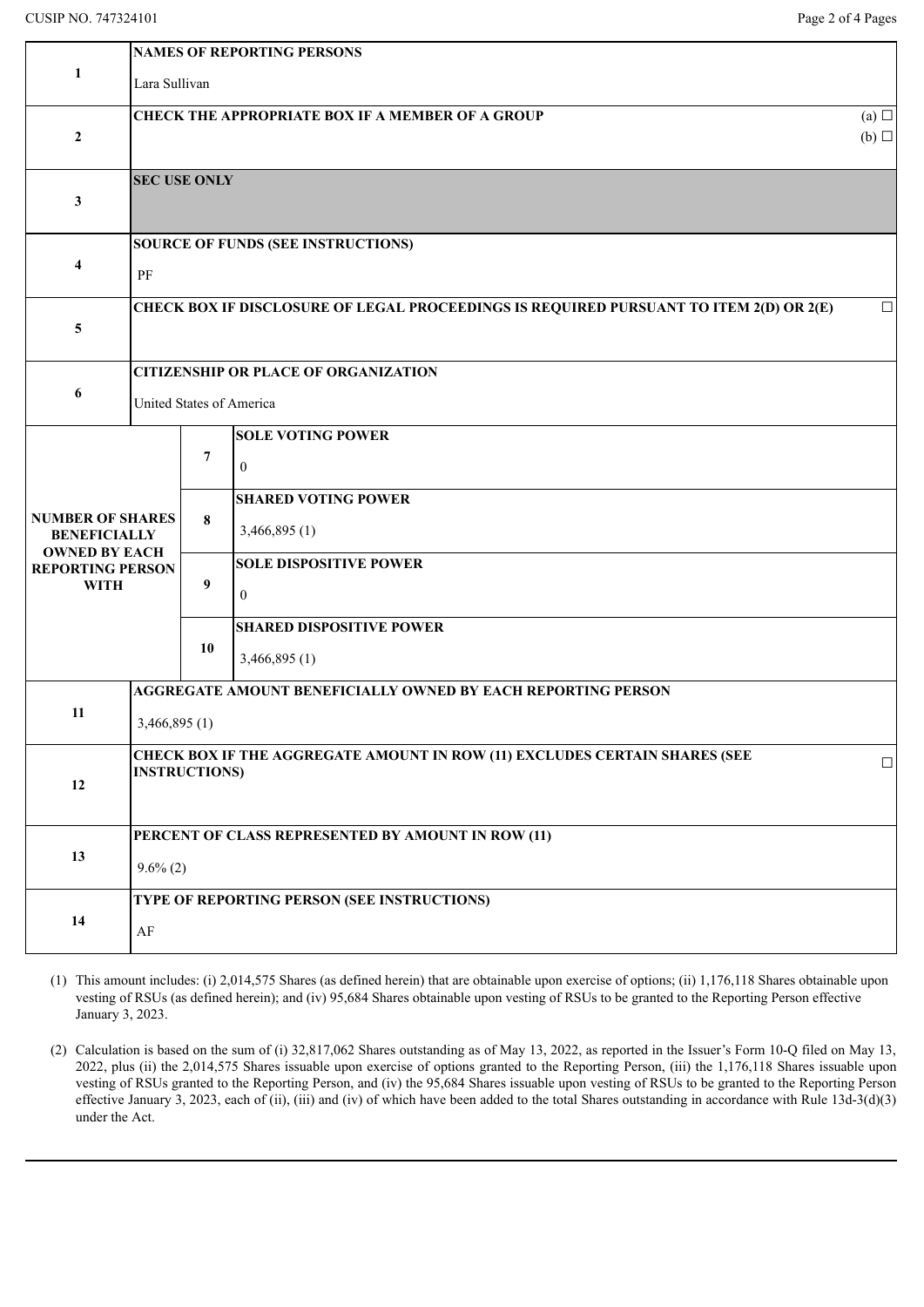CUSIP NO. 747324101

| | | | |
|---|---|---|---|
| 1 | **NAMES OF REPORTING PERSONS**<br>Lara Sullivan | | |
| 2 | **CHECK THE APPROPRIATE BOX IF A MEMBER OF A GROUP** (a) ☐ (b) ☐ | | |
| 3 | **SEC USE ONLY** | | |
| 4 | **SOURCE OF FUNDS (SEE INSTRUCTIONS)**<br>PF | | |
| 5 | **CHECK BOX IF DISCLOSURE OF LEGAL PROCEEDINGS IS REQUIRED PURSUANT TO ITEM 2(D) OR 2(E)** ☐ | | |
| 6 | **CITIZENSHIP OR PLACE OF ORGANIZATION**<br>United States of America | | |
| **NUMBER OF SHARES BENEFICIALLY OWNED BY EACH REPORTING PERSON WITH** | | 7 | **SOLE VOTING POWER**<br>0 |
| | | 8 | **SHARED VOTING POWER**<br>3,466,895 (1) |
| | | 9 | **SOLE DISPOSITIVE POWER**<br>0 |
| | | 10 | **SHARED DISPOSITIVE POWER**<br>3,466,895 (1) |
| 11 | **AGGREGATE AMOUNT BENEFICIALLY OWNED BY EACH REPORTING PERSON**<br>3,466,895 (1) | | |
| 12 | **CHECK BOX IF THE AGGREGATE AMOUNT IN ROW (11) EXCLUDES CERTAIN SHARES (SEE INSTRUCTIONS)** ☐ | | |
| 13 | **PERCENT OF CLASS REPRESENTED BY AMOUNT IN ROW (11)**<br>9.6% (2) | | |
| 14 | **TYPE OF REPORTING PERSON (SEE INSTRUCTIONS)**<br>AF | | |

(1) This amount includes: (i) 2,014,575 Shares (as defined herein) that are obtainable upon exercise of options; (ii) 1,176,118 Shares obtainable upon vesting of RSUs (as defined herein); and (iv) 95,684 Shares obtainable upon vesting of RSUs to be granted to the Reporting Person effective January 3, 2023.

(2) Calculation is based on the sum of (i) 32,817,062 Shares outstanding as of May 13, 2022, as reported in the Issuer's Form 10-Q filed on May 13, 2022, plus (ii) the 2,014,575 Shares issuable upon exercise of options granted to the Reporting Person, (iii) the 1,176,118 Shares issuable upon vesting of RSUs granted to the Reporting Person, and (iv) the 95,684 Shares issuable upon vesting of RSUs to be granted to the Reporting Person effective January 3, 2023, each of (ii), (iii) and (iv) of which have been added to the total Shares outstanding in accordance with Rule 13d-3(d)(3) under the Act.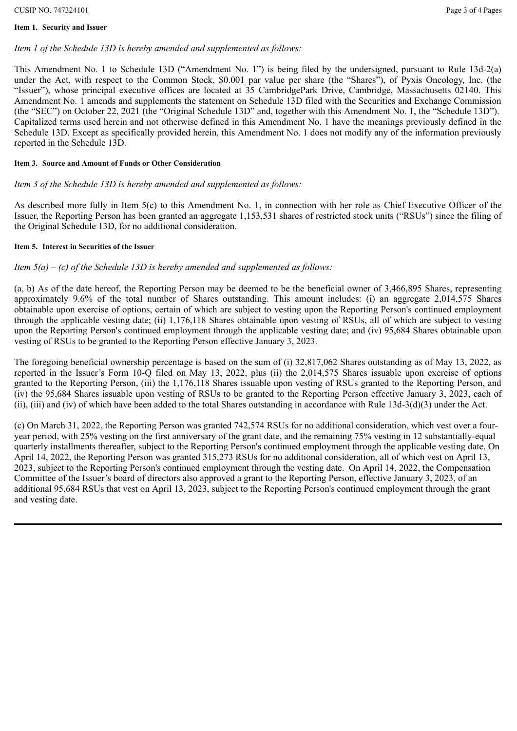**Item 1. Security and Issuer**

*Item 1 of the Schedule 13D is hereby amended and supplemented as follows:*

This Amendment No. 1 to Schedule 13D ("Amendment No. 1") is being filed by the undersigned, pursuant to Rule 13d-2(a) under the Act, with respect to the Common Stock, $0.001 par value per share (the "Shares"), of Pyxis Oncology, Inc. (the "Issuer"), whose principal executive offices are located at 35 CambridgePark Drive, Cambridge, Massachusetts 02140. This Amendment No. 1 amends and supplements the statement on Schedule 13D filed with the Securities and Exchange Commission (the "SEC") on October 22, 2021 (the "Original Schedule 13D" and, together with this Amendment No. 1, the "Schedule 13D"). Capitalized terms used herein and not otherwise defined in this Amendment No. 1 have the meanings previously defined in the Schedule 13D. Except as specifically provided herein, this Amendment No. 1 does not modify any of the information previously reported in the Schedule 13D.

**Item 3. Source and Amount of Funds or Other Consideration**

*Item 3 of the Schedule 13D is hereby amended and supplemented as follows:*

As described more fully in Item 5(c) to this Amendment No. 1, in connection with her role as Chief Executive Officer of the Issuer, the Reporting Person has been granted an aggregate 1,153,531 shares of restricted stock units ("RSUs") since the filing of the Original Schedule 13D, for no additional consideration.

**Item 5. Interest in Securities of the Issuer**

*Item 5(a) – (c) of the Schedule 13D is hereby amended and supplemented as follows:*

(a, b) As of the date hereof, the Reporting Person may be deemed to be the beneficial owner of 3,466,895 Shares, representing approximately 9.6% of the total number of Shares outstanding. This amount includes: (i) an aggregate 2,014,575 Shares obtainable upon exercise of options, certain of which are subject to vesting upon the Reporting Person's continued employment through the applicable vesting date; (ii) 1,176,118 Shares obtainable upon vesting of RSUs, all of which are subject to vesting upon the Reporting Person's continued employment through the applicable vesting date; and (iv) 95,684 Shares obtainable upon vesting of RSUs to be granted to the Reporting Person effective January 3, 2023.

The foregoing beneficial ownership percentage is based on the sum of (i) 32,817,062 Shares outstanding as of May 13, 2022, as reported in the Issuer's Form 10-Q filed on May 13, 2022, plus (ii) the 2,014,575 Shares issuable upon exercise of options granted to the Reporting Person, (iii) the 1,176,118 Shares issuable upon vesting of RSUs granted to the Reporting Person, and (iv) the 95,684 Shares issuable upon vesting of RSUs to be granted to the Reporting Person effective January 3, 2023, each of (ii), (iii) and (iv) of which have been added to the total Shares outstanding in accordance with Rule 13d-3(d)(3) under the Act.

(c) On March 31, 2022, the Reporting Person was granted 742,574 RSUs for no additional consideration, which vest over a four-year period, with 25% vesting on the first anniversary of the grant date, and the remaining 75% vesting in 12 substantially-equal quarterly installments thereafter, subject to the Reporting Person's continued employment through the applicable vesting date. On April 14, 2022, the Reporting Person was granted 315,273 RSUs for no additional consideration, all of which vest on April 13, 2023, subject to the Reporting Person's continued employment through the vesting date. On April 14, 2022, the Compensation Committee of the Issuer's board of directors also approved a grant to the Reporting Person, effective January 3, 2023, of an additional 95,684 RSUs that vest on April 13, 2023, subject to the Reporting Person's continued employment through the grant and vesting date.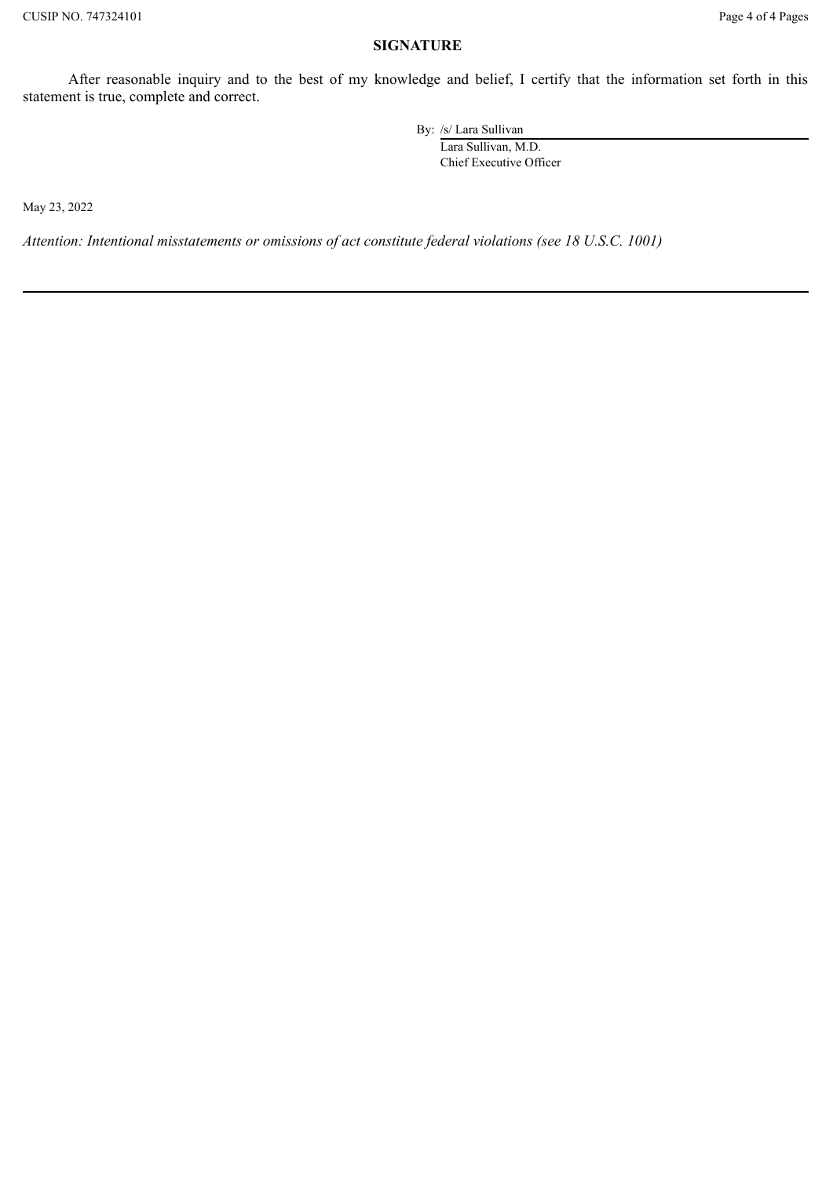## SIGNATURE

After reasonable inquiry and to the best of my knowledge and belief, I certify that the information set forth in this statement is true, complete and correct.

By: /s/ Lara Sullivan
Lara Sullivan, M.D.
Chief Executive Officer

May 23, 2022

*Attention: Intentional misstatements or omissions of act constitute federal violations (see 18 U.S.C. 1001)*